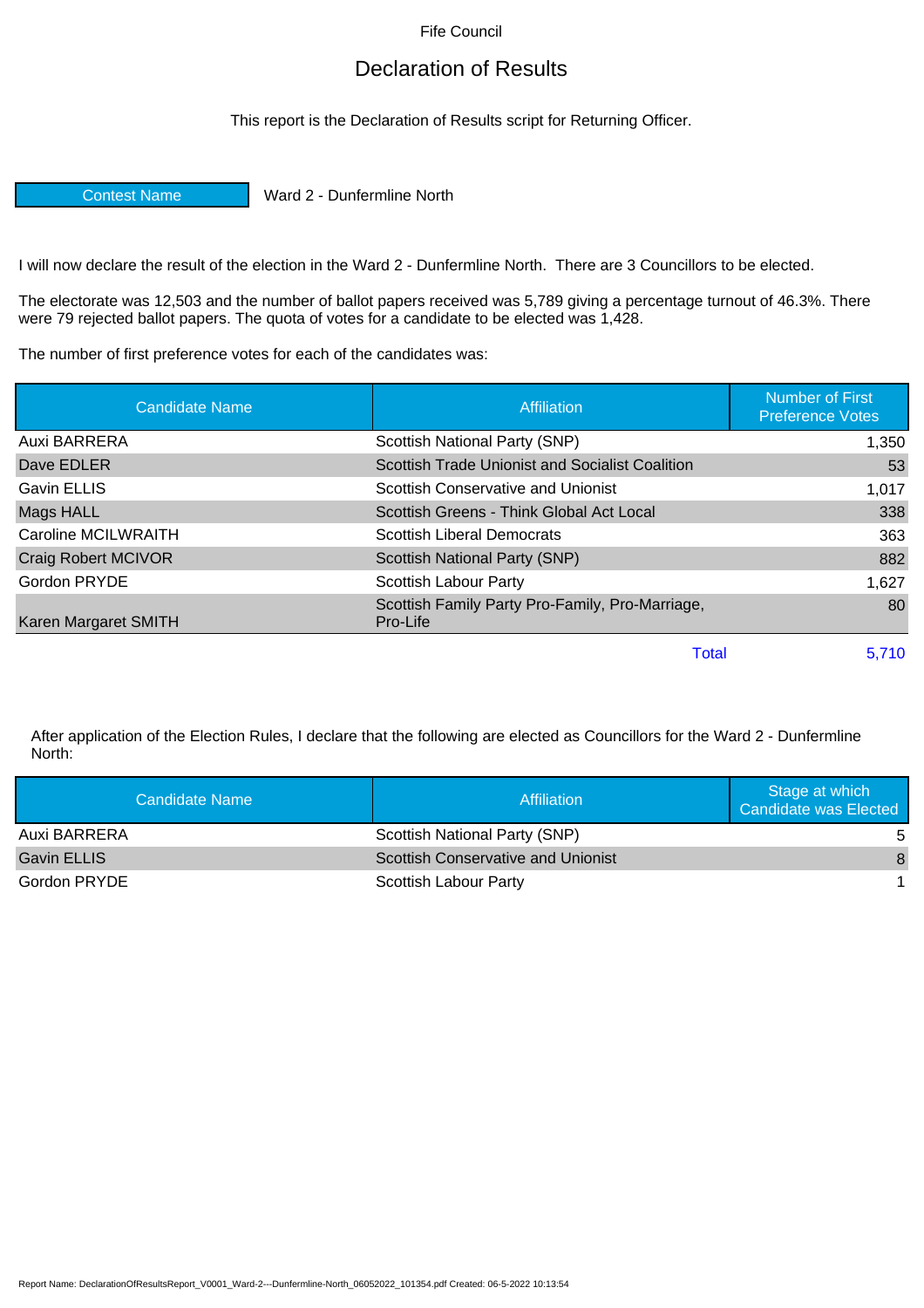Fife Council

# Declaration of Results

This report is the Declaration of Results script for Returning Officer.

| Contest Name | Ward 2 - Dunfermline North |
|---|---|

I will now declare the result of the election in the Ward 2 - Dunfermline North. There are 3 Councillors to be elected.

The electorate was 12,503 and the number of ballot papers received was 5,789 giving a percentage turnout of 46.3%. There were 79 rejected ballot papers. The quota of votes for a candidate to be elected was 1,428.

The number of first preference votes for each of the candidates was:

| Candidate Name | Affiliation | Number of First Preference Votes |
|---|---|---|
| Auxi BARRERA | Scottish National Party (SNP) | 1,350 |
| Dave EDLER | Scottish Trade Unionist and Socialist Coalition | 53 |
| Gavin ELLIS | Scottish Conservative and Unionist | 1,017 |
| Mags HALL | Scottish Greens - Think Global Act Local | 338 |
| Caroline MCILWRAITH | Scottish Liberal Democrats | 363 |
| Craig Robert MCIVOR | Scottish National Party (SNP) | 882 |
| Gordon PRYDE | Scottish Labour Party | 1,627 |
| Karen Margaret SMITH | Scottish Family Party Pro-Family, Pro-Marriage, Pro-Life | 80 |
| | Total | 5,710 |

After application of the Election Rules, I declare that the following are elected as Councillors for the Ward 2 - Dunfermline North:

| Candidate Name | Affiliation | Stage at which Candidate was Elected |
|---|---|---|
| Auxi BARRERA | Scottish National Party (SNP) | 5 |
| Gavin ELLIS | Scottish Conservative and Unionist | 8 |
| Gordon PRYDE | Scottish Labour Party | 1 |

Report Name: DeclarationOfResultsReport_V0001_Ward-2---Dunfermline-North_06052022_101354.pdf Created: 06-5-2022 10:13:54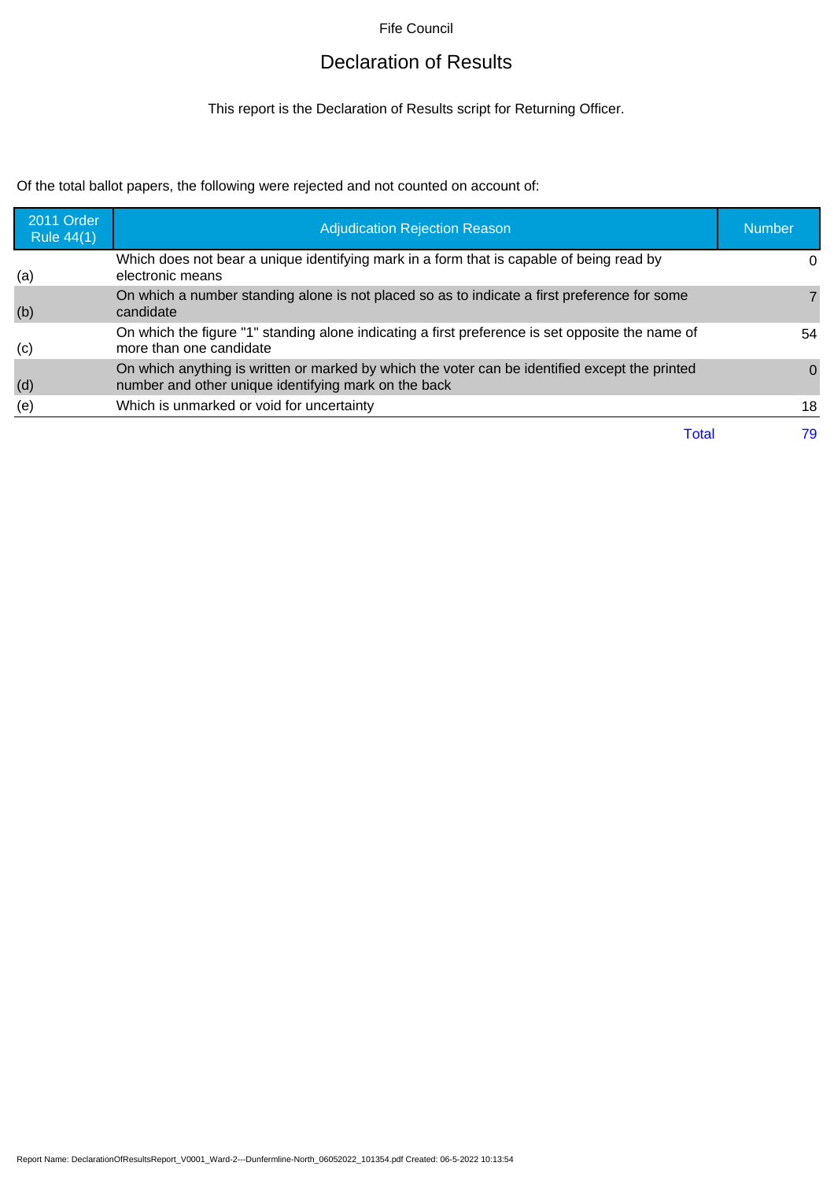Fife Council

# Declaration of Results

This report is the Declaration of Results script for Returning Officer.

Of the total ballot papers, the following were rejected and not counted on account of:

| 2011 Order Rule 44(1) | Adjudication Rejection Reason | Number |
|---|---|---|
| (a) | Which does not bear a unique identifying mark in a form that is capable of being read by electronic means | 0 |
| (b) | On which a number standing alone is not placed so as to indicate a first preference for some candidate | 7 |
| (c) | On which the figure "1" standing alone indicating a first preference is set opposite the name of more than one candidate | 54 |
| (d) | On which anything is written or marked by which the voter can be identified except the printed number and other unique identifying mark on the back | 0 |
| (e) | Which is unmarked or void for uncertainty | 18 |
| | Total | 79 |

Report Name: DeclarationOfResultsReport_V0001_Ward-2---Dunfermline-North_06052022_101354.pdf Created: 06-5-2022 10:13:54